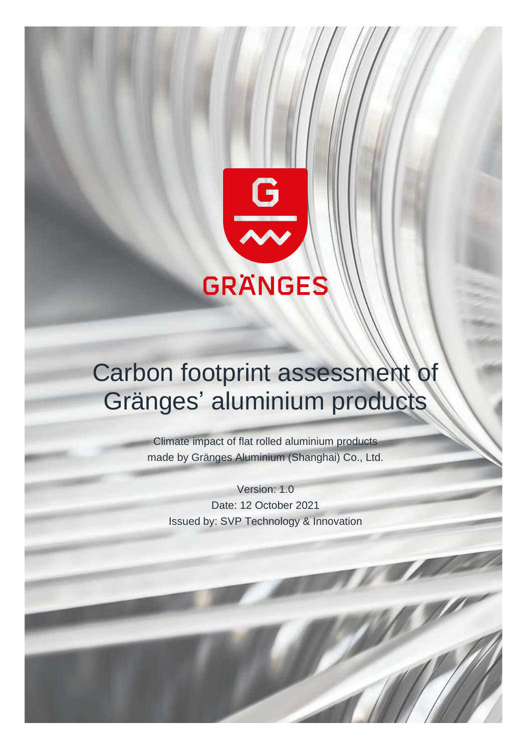GRÄNGES

# Carbon footprint assessment of Gränges' aluminium products

Climate impact of flat rolled aluminium products made by Gränges Aluminium (Shanghai) Co., Ltd.

Version: 1.0
Date: 12 October 2021
Issued by: SVP Technology & Innovation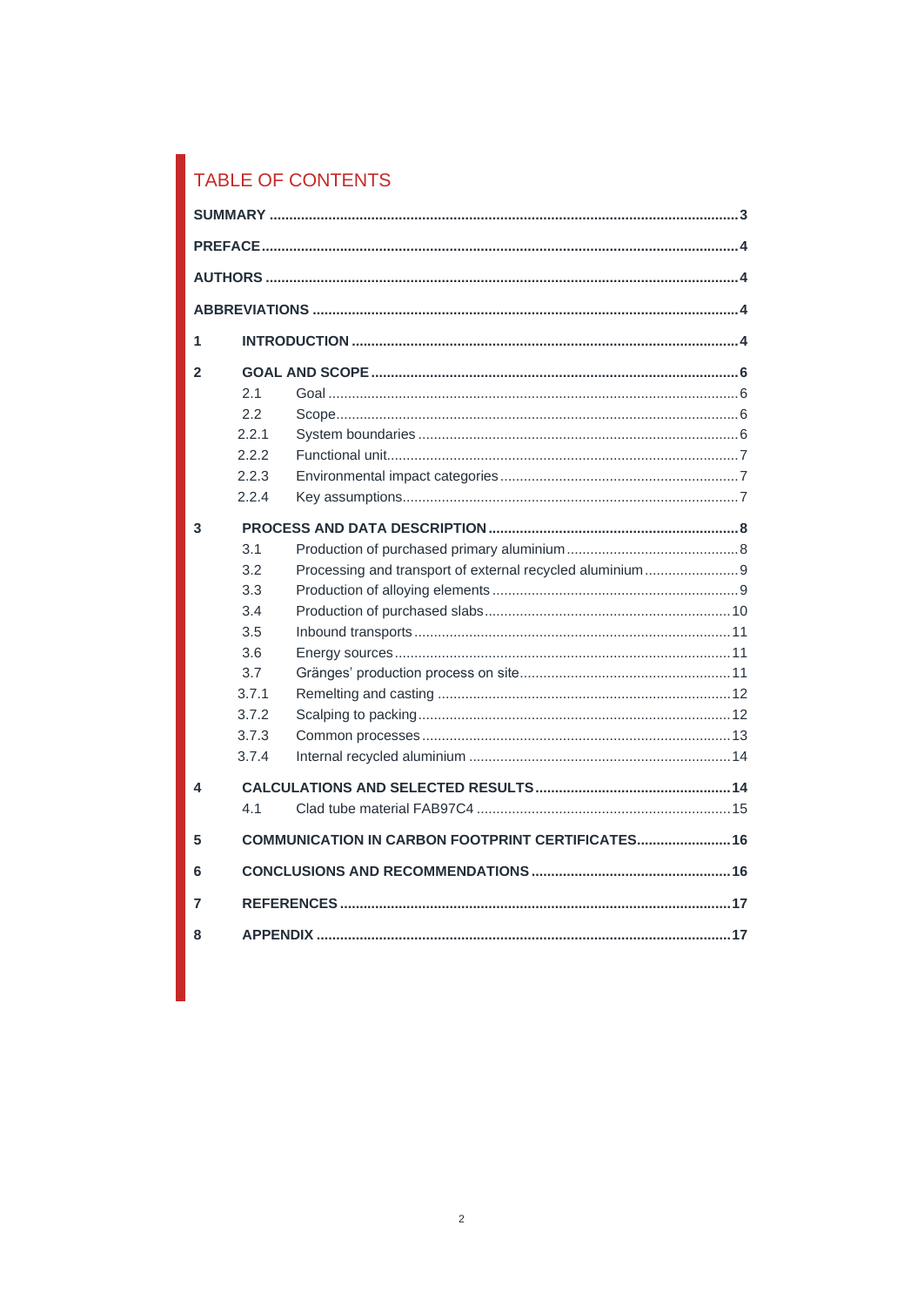# TABLE OF CONTENTS

**SUMMARY** ..... 3

**PREFACE** ..... 4

**AUTHORS** ..... 4

**ABBREVIATIONS** ..... 4

**1 INTRODUCTION** ..... 4

**2 GOAL AND SCOPE** ..... 6

- 2.1 Goal ..... 6
- 2.2 Scope ..... 6
- 2.2.1 System boundaries ..... 6
- 2.2.2 Functional unit ..... 7
- 2.2.3 Environmental impact categories ..... 7
- 2.2.4 Key assumptions ..... 7

**3 PROCESS AND DATA DESCRIPTION** ..... 8

- 3.1 Production of purchased primary aluminium ..... 8
- 3.2 Processing and transport of external recycled aluminium ..... 9
- 3.3 Production of alloying elements ..... 9
- 3.4 Production of purchased slabs ..... 10
- 3.5 Inbound transports ..... 11
- 3.6 Energy sources ..... 11
- 3.7 Gränges' production process on site ..... 11
- 3.7.1 Remelting and casting ..... 12
- 3.7.2 Scalping to packing ..... 12
- 3.7.3 Common processes ..... 13
- 3.7.4 Internal recycled aluminium ..... 14

**4 CALCULATIONS AND SELECTED RESULTS** ..... 14

- 4.1 Clad tube material FAB97C4 ..... 15

**5 COMMUNICATION IN CARBON FOOTPRINT CERTIFICATES** ..... 16

**6 CONCLUSIONS AND RECOMMENDATIONS** ..... 16

**7 REFERENCES** ..... 17

**8 APPENDIX** ..... 17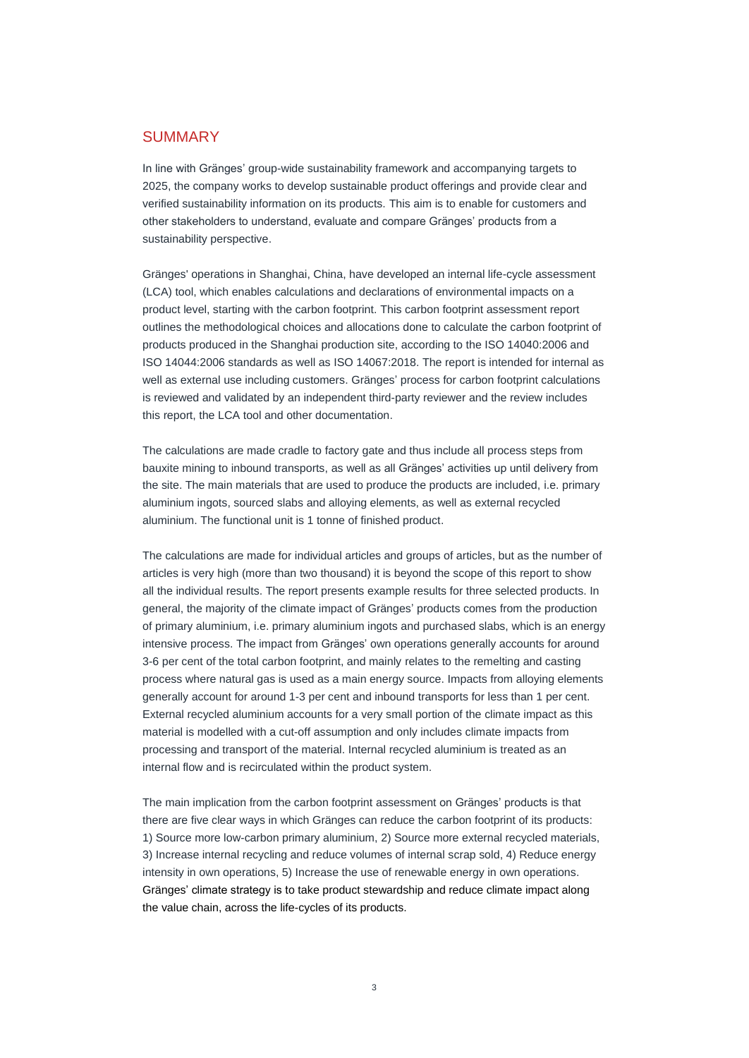## SUMMARY

In line with Gränges' group-wide sustainability framework and accompanying targets to 2025, the company works to develop sustainable product offerings and provide clear and verified sustainability information on its products. This aim is to enable for customers and other stakeholders to understand, evaluate and compare Gränges' products from a sustainability perspective.

Gränges' operations in Shanghai, China, have developed an internal life-cycle assessment (LCA) tool, which enables calculations and declarations of environmental impacts on a product level, starting with the carbon footprint. This carbon footprint assessment report outlines the methodological choices and allocations done to calculate the carbon footprint of products produced in the Shanghai production site, according to the ISO 14040:2006 and ISO 14044:2006 standards as well as ISO 14067:2018. The report is intended for internal as well as external use including customers. Gränges' process for carbon footprint calculations is reviewed and validated by an independent third-party reviewer and the review includes this report, the LCA tool and other documentation.

The calculations are made cradle to factory gate and thus include all process steps from bauxite mining to inbound transports, as well as all Gränges' activities up until delivery from the site. The main materials that are used to produce the products are included, i.e. primary aluminium ingots, sourced slabs and alloying elements, as well as external recycled aluminium. The functional unit is 1 tonne of finished product.

The calculations are made for individual articles and groups of articles, but as the number of articles is very high (more than two thousand) it is beyond the scope of this report to show all the individual results. The report presents example results for three selected products. In general, the majority of the climate impact of Gränges' products comes from the production of primary aluminium, i.e. primary aluminium ingots and purchased slabs, which is an energy intensive process. The impact from Gränges' own operations generally accounts for around 3-6 per cent of the total carbon footprint, and mainly relates to the remelting and casting process where natural gas is used as a main energy source. Impacts from alloying elements generally account for around 1-3 per cent and inbound transports for less than 1 per cent. External recycled aluminium accounts for a very small portion of the climate impact as this material is modelled with a cut-off assumption and only includes climate impacts from processing and transport of the material. Internal recycled aluminium is treated as an internal flow and is recirculated within the product system.

The main implication from the carbon footprint assessment on Gränges' products is that there are five clear ways in which Gränges can reduce the carbon footprint of its products: 1) Source more low-carbon primary aluminium, 2) Source more external recycled materials, 3) Increase internal recycling and reduce volumes of internal scrap sold, 4) Reduce energy intensity in own operations, 5) Increase the use of renewable energy in own operations. Gränges' climate strategy is to take product stewardship and reduce climate impact along the value chain, across the life-cycles of its products.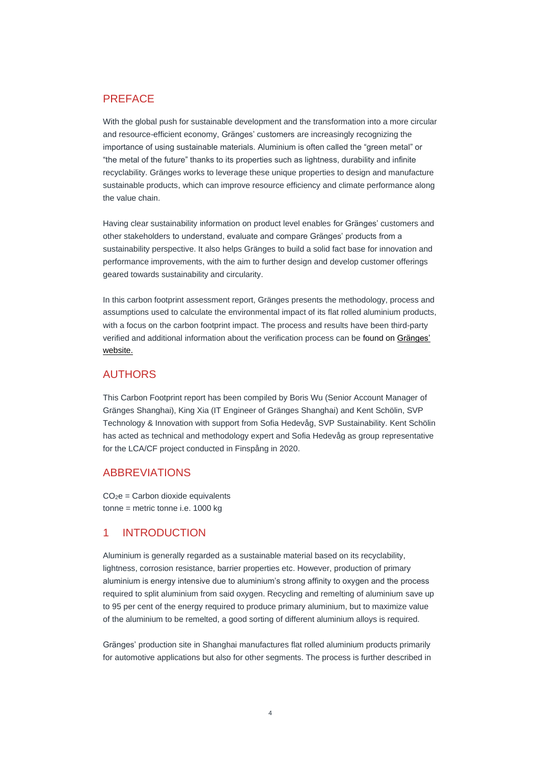## PREFACE

With the global push for sustainable development and the transformation into a more circular and resource-efficient economy, Gränges' customers are increasingly recognizing the importance of using sustainable materials. Aluminium is often called the "green metal" or "the metal of the future" thanks to its properties such as lightness, durability and infinite recyclability. Gränges works to leverage these unique properties to design and manufacture sustainable products, which can improve resource efficiency and climate performance along the value chain.

Having clear sustainability information on product level enables for Gränges' customers and other stakeholders to understand, evaluate and compare Gränges' products from a sustainability perspective. It also helps Gränges to build a solid fact base for innovation and performance improvements, with the aim to further design and develop customer offerings geared towards sustainability and circularity.

In this carbon footprint assessment report, Gränges presents the methodology, process and assumptions used to calculate the environmental impact of its flat rolled aluminium products, with a focus on the carbon footprint impact. The process and results have been third-party verified and additional information about the verification process can be found on Gränges' website.

## AUTHORS

This Carbon Footprint report has been compiled by Boris Wu (Senior Account Manager of Gränges Shanghai), King Xia (IT Engineer of Gränges Shanghai) and Kent Schölin, SVP Technology & Innovation with support from Sofia Hedevåg, SVP Sustainability. Kent Schölin has acted as technical and methodology expert and Sofia Hedevåg as group representative for the LCA/CF project conducted in Finspång in 2020.

## ABBREVIATIONS

$CO_2e$ = Carbon dioxide equivalents
tonne = metric tonne i.e. 1000 kg

# 1 INTRODUCTION

Aluminium is generally regarded as a sustainable material based on its recyclability, lightness, corrosion resistance, barrier properties etc. However, production of primary aluminium is energy intensive due to aluminium's strong affinity to oxygen and the process required to split aluminium from said oxygen. Recycling and remelting of aluminium save up to 95 per cent of the energy required to produce primary aluminium, but to maximize value of the aluminium to be remelted, a good sorting of different aluminium alloys is required.

Gränges' production site in Shanghai manufactures flat rolled aluminium products primarily for automotive applications but also for other segments. The process is further described in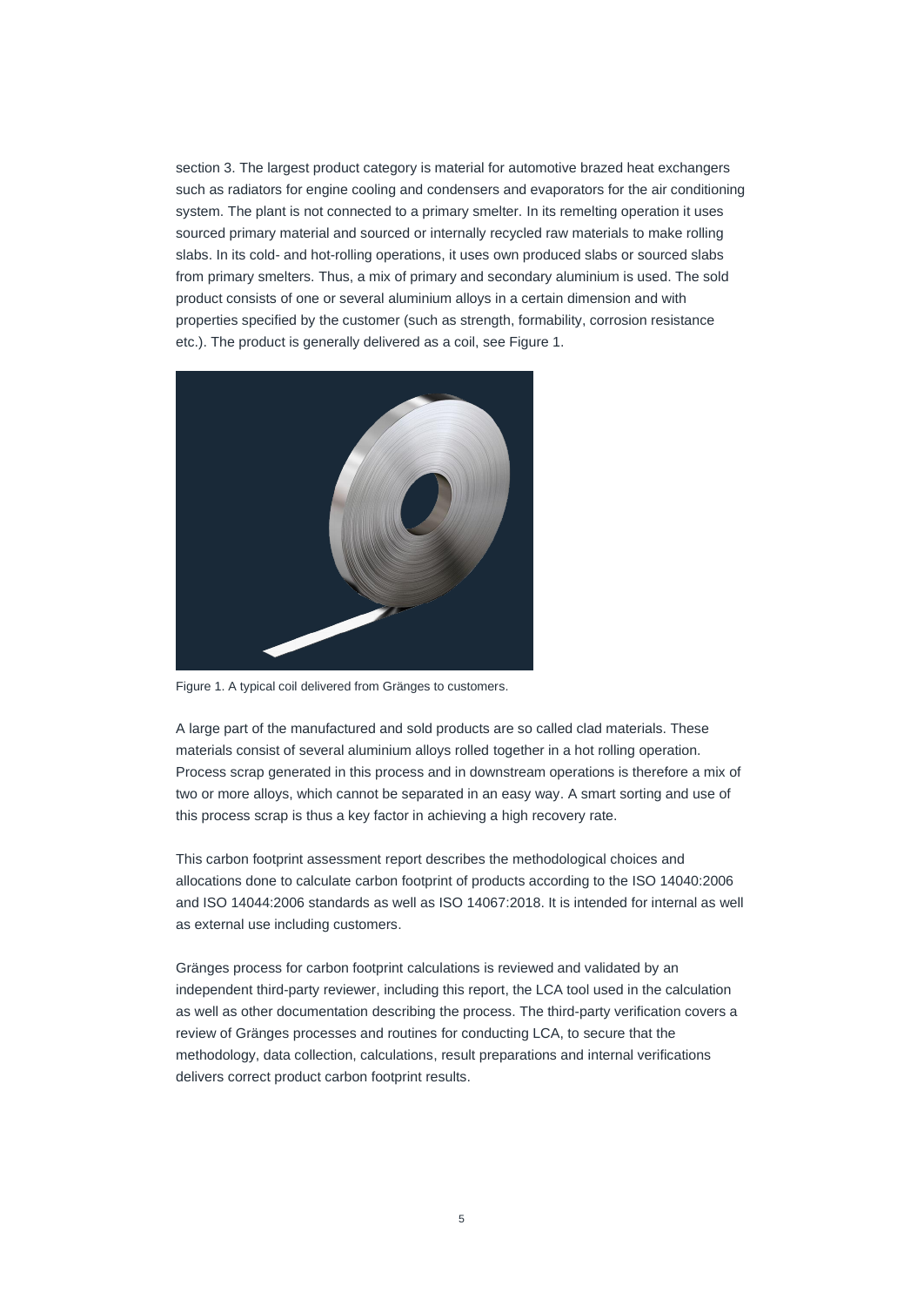section 3. The largest product category is material for automotive brazed heat exchangers such as radiators for engine cooling and condensers and evaporators for the air conditioning system. The plant is not connected to a primary smelter. In its remelting operation it uses sourced primary material and sourced or internally recycled raw materials to make rolling slabs. In its cold- and hot-rolling operations, it uses own produced slabs or sourced slabs from primary smelters. Thus, a mix of primary and secondary aluminium is used. The sold product consists of one or several aluminium alloys in a certain dimension and with properties specified by the customer (such as strength, formability, corrosion resistance etc.). The product is generally delivered as a coil, see Figure 1.

Figure 1. A typical coil delivered from Gränges to customers.

A large part of the manufactured and sold products are so called clad materials. These materials consist of several aluminium alloys rolled together in a hot rolling operation. Process scrap generated in this process and in downstream operations is therefore a mix of two or more alloys, which cannot be separated in an easy way. A smart sorting and use of this process scrap is thus a key factor in achieving a high recovery rate.

This carbon footprint assessment report describes the methodological choices and allocations done to calculate carbon footprint of products according to the ISO 14040:2006 and ISO 14044:2006 standards as well as ISO 14067:2018. It is intended for internal as well as external use including customers.

Gränges process for carbon footprint calculations is reviewed and validated by an independent third-party reviewer, including this report, the LCA tool used in the calculation as well as other documentation describing the process. The third-party verification covers a review of Gränges processes and routines for conducting LCA, to secure that the methodology, data collection, calculations, result preparations and internal verifications delivers correct product carbon footprint results.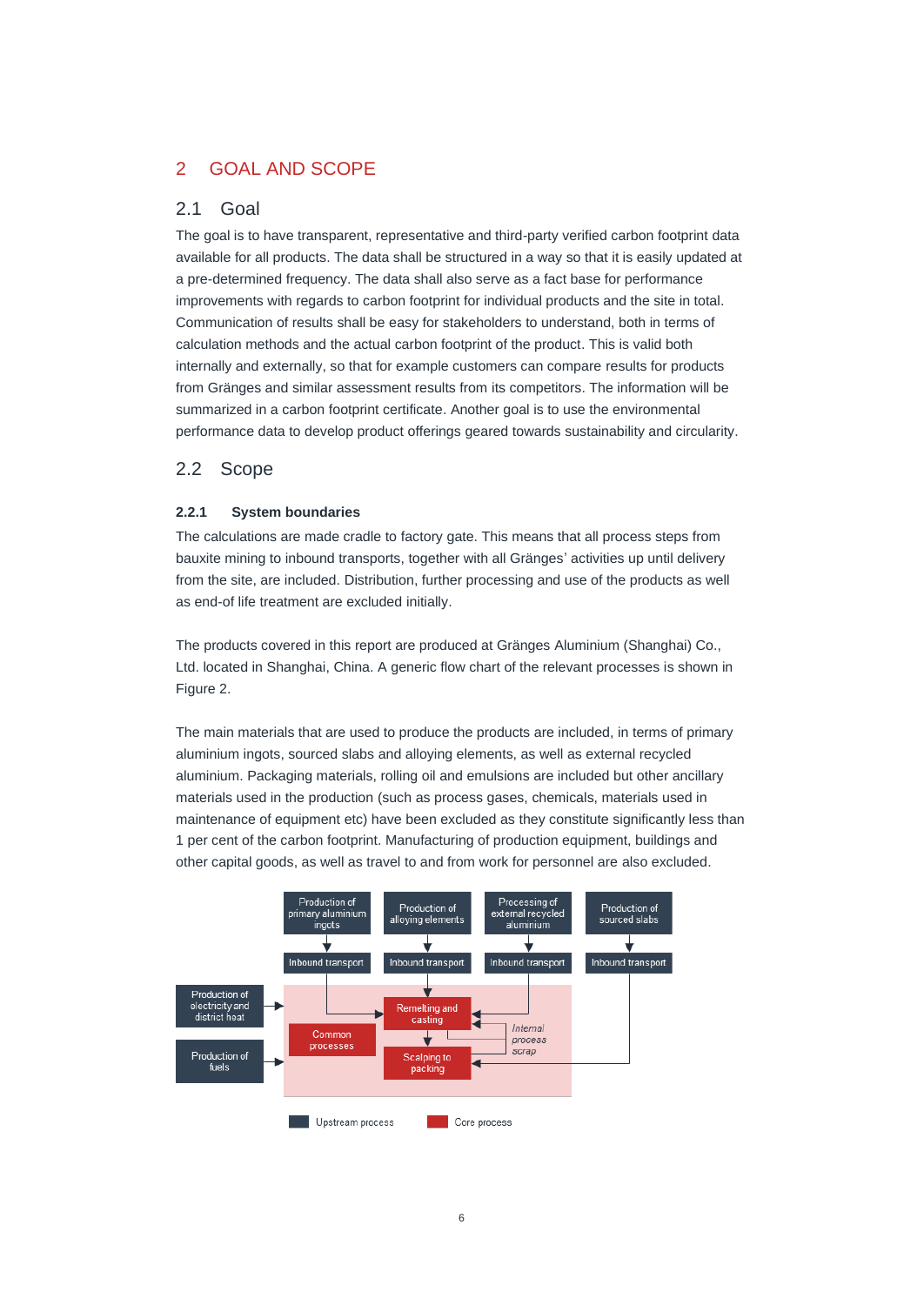# 2 GOAL AND SCOPE

## 2.1 Goal

The goal is to have transparent, representative and third-party verified carbon footprint data available for all products. The data shall be structured in a way so that it is easily updated at a pre-determined frequency. The data shall also serve as a fact base for performance improvements with regards to carbon footprint for individual products and the site in total. Communication of results shall be easy for stakeholders to understand, both in terms of calculation methods and the actual carbon footprint of the product. This is valid both internally and externally, so that for example customers can compare results for products from Gränges and similar assessment results from its competitors. The information will be summarized in a carbon footprint certificate. Another goal is to use the environmental performance data to develop product offerings geared towards sustainability and circularity.

## 2.2 Scope

### 2.2.1 System boundaries

The calculations are made cradle to factory gate. This means that all process steps from bauxite mining to inbound transports, together with all Gränges' activities up until delivery from the site, are included. Distribution, further processing and use of the products as well as end-of life treatment are excluded initially.

The products covered in this report are produced at Gränges Aluminium (Shanghai) Co., Ltd. located in Shanghai, China. A generic flow chart of the relevant processes is shown in Figure 2.

The main materials that are used to produce the products are included, in terms of primary aluminium ingots, sourced slabs and alloying elements, as well as external recycled aluminium. Packaging materials, rolling oil and emulsions are included but other ancillary materials used in the production (such as process gases, chemicals, materials used in maintenance of equipment etc) have been excluded as they constitute significantly less than 1 per cent of the carbon footprint. Manufacturing of production equipment, buildings and other capital goods, as well as travel to and from work for personnel are also excluded.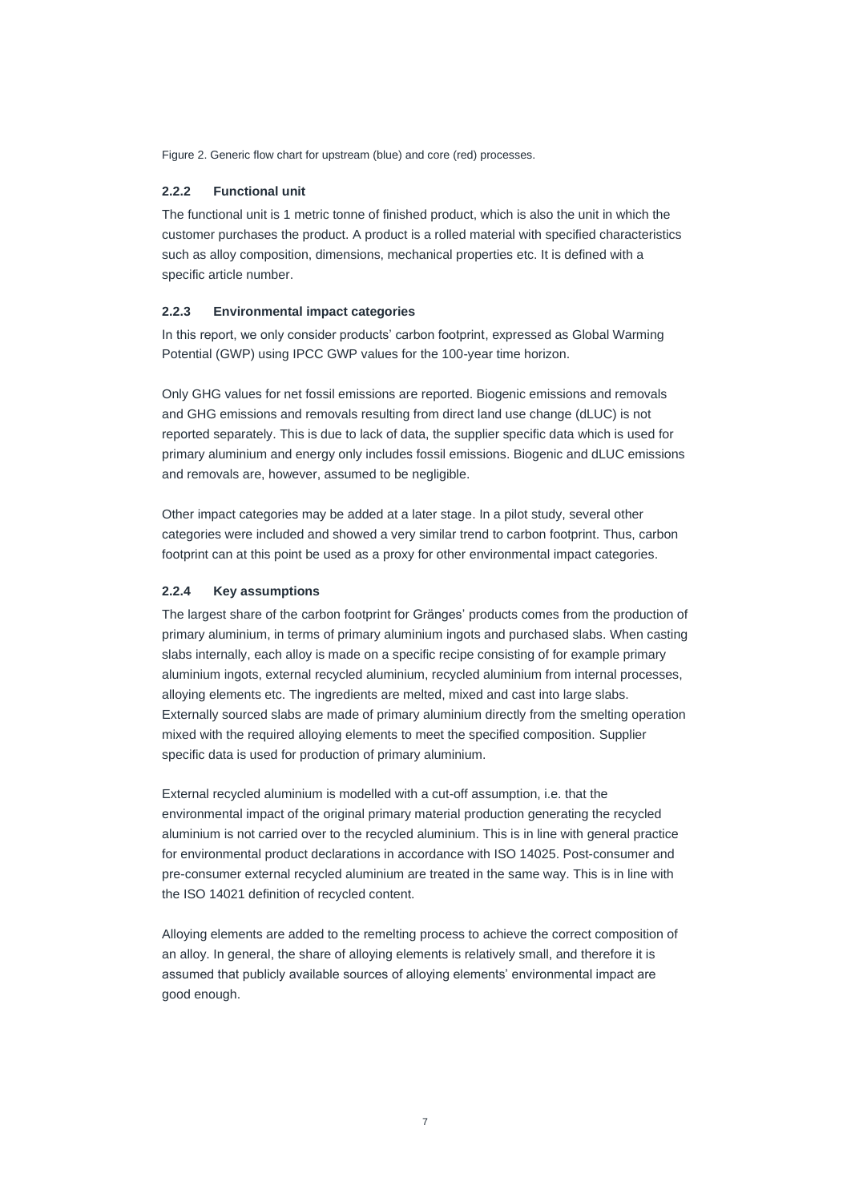Figure 2. Generic flow chart for upstream (blue) and core (red) processes.

### 2.2.2 Functional unit

The functional unit is 1 metric tonne of finished product, which is also the unit in which the customer purchases the product. A product is a rolled material with specified characteristics such as alloy composition, dimensions, mechanical properties etc. It is defined with a specific article number.

### 2.2.3 Environmental impact categories

In this report, we only consider products' carbon footprint, expressed as Global Warming Potential (GWP) using IPCC GWP values for the 100-year time horizon.

Only GHG values for net fossil emissions are reported. Biogenic emissions and removals and GHG emissions and removals resulting from direct land use change (dLUC) is not reported separately. This is due to lack of data, the supplier specific data which is used for primary aluminium and energy only includes fossil emissions. Biogenic and dLUC emissions and removals are, however, assumed to be negligible.

Other impact categories may be added at a later stage. In a pilot study, several other categories were included and showed a very similar trend to carbon footprint. Thus, carbon footprint can at this point be used as a proxy for other environmental impact categories.

### 2.2.4 Key assumptions

The largest share of the carbon footprint for Gränges' products comes from the production of primary aluminium, in terms of primary aluminium ingots and purchased slabs. When casting slabs internally, each alloy is made on a specific recipe consisting of for example primary aluminium ingots, external recycled aluminium, recycled aluminium from internal processes, alloying elements etc. The ingredients are melted, mixed and cast into large slabs. Externally sourced slabs are made of primary aluminium directly from the smelting operation mixed with the required alloying elements to meet the specified composition. Supplier specific data is used for production of primary aluminium.

External recycled aluminium is modelled with a cut-off assumption, i.e. that the environmental impact of the original primary material production generating the recycled aluminium is not carried over to the recycled aluminium. This is in line with general practice for environmental product declarations in accordance with ISO 14025. Post-consumer and pre-consumer external recycled aluminium are treated in the same way. This is in line with the ISO 14021 definition of recycled content.

Alloying elements are added to the remelting process to achieve the correct composition of an alloy. In general, the share of alloying elements is relatively small, and therefore it is assumed that publicly available sources of alloying elements' environmental impact are good enough.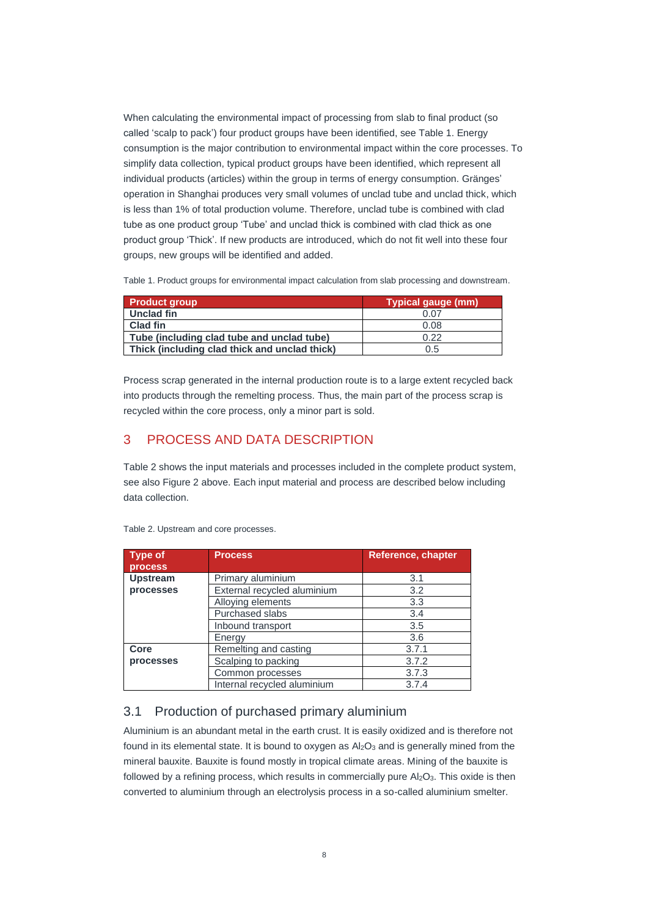When calculating the environmental impact of processing from slab to final product (so called 'scalp to pack') four product groups have been identified, see Table 1. Energy consumption is the major contribution to environmental impact within the core processes. To simplify data collection, typical product groups have been identified, which represent all individual products (articles) within the group in terms of energy consumption. Gränges' operation in Shanghai produces very small volumes of unclad tube and unclad thick, which is less than 1% of total production volume. Therefore, unclad tube is combined with clad tube as one product group 'Tube' and unclad thick is combined with clad thick as one product group 'Thick'. If new products are introduced, which do not fit well into these four groups, new groups will be identified and added.

Table 1. Product groups for environmental impact calculation from slab processing and downstream.

| Product group | Typical gauge (mm) |
| --- | --- |
| **Unclad fin** | 0.07 |
| **Clad fin** | 0.08 |
| **Tube (including clad tube and unclad tube)** | 0.22 |
| **Thick (including clad thick and unclad thick)** | 0.5 |

Process scrap generated in the internal production route is to a large extent recycled back into products through the remelting process. Thus, the main part of the process scrap is recycled within the core process, only a minor part is sold.

# 3 PROCESS AND DATA DESCRIPTION

Table 2 shows the input materials and processes included in the complete product system, see also Figure 2 above. Each input material and process are described below including data collection.

Table 2. Upstream and core processes.

| Type of process | Process | Reference, chapter |
| --- | --- | --- |
| **Upstream processes** | Primary aluminium | 3.1 |
| | External recycled aluminium | 3.2 |
| | Alloying elements | 3.3 |
| | Purchased slabs | 3.4 |
| | Inbound transport | 3.5 |
| | Energy | 3.6 |
| **Core processes** | Remelting and casting | 3.7.1 |
| | Scalping to packing | 3.7.2 |
| | Common processes | 3.7.3 |
| | Internal recycled aluminium | 3.7.4 |

## 3.1 Production of purchased primary aluminium

Aluminium is an abundant metal in the earth crust. It is easily oxidized and is therefore not found in its elemental state. It is bound to oxygen as $Al_2O_3$ and is generally mined from the mineral bauxite. Bauxite is found mostly in tropical climate areas. Mining of the bauxite is followed by a refining process, which results in commercially pure $Al_2O_3$. This oxide is then converted to aluminium through an electrolysis process in a so-called aluminium smelter.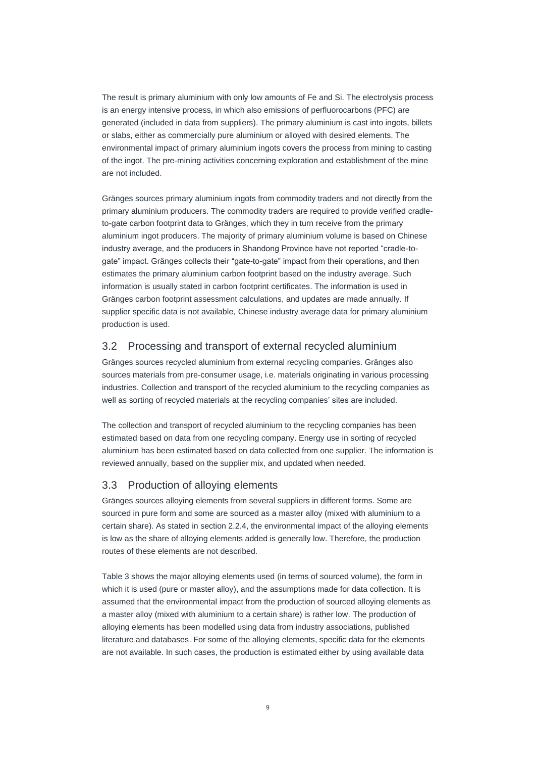The result is primary aluminium with only low amounts of Fe and Si. The electrolysis process is an energy intensive process, in which also emissions of perfluorocarbons (PFC) are generated (included in data from suppliers). The primary aluminium is cast into ingots, billets or slabs, either as commercially pure aluminium or alloyed with desired elements. The environmental impact of primary aluminium ingots covers the process from mining to casting of the ingot. The pre-mining activities concerning exploration and establishment of the mine are not included.

Gränges sources primary aluminium ingots from commodity traders and not directly from the primary aluminium producers. The commodity traders are required to provide verified cradle-to-gate carbon footprint data to Gränges, which they in turn receive from the primary aluminium ingot producers. The majority of primary aluminium volume is based on Chinese industry average, and the producers in Shandong Province have not reported "cradle-to-gate" impact. Gränges collects their "gate-to-gate" impact from their operations, and then estimates the primary aluminium carbon footprint based on the industry average. Such information is usually stated in carbon footprint certificates. The information is used in Gränges carbon footprint assessment calculations, and updates are made annually. If supplier specific data is not available, Chinese industry average data for primary aluminium production is used.

## 3.2 Processing and transport of external recycled aluminium

Gränges sources recycled aluminium from external recycling companies. Gränges also sources materials from pre-consumer usage, i.e. materials originating in various processing industries. Collection and transport of the recycled aluminium to the recycling companies as well as sorting of recycled materials at the recycling companies' sites are included.

The collection and transport of recycled aluminium to the recycling companies has been estimated based on data from one recycling company. Energy use in sorting of recycled aluminium has been estimated based on data collected from one supplier. The information is reviewed annually, based on the supplier mix, and updated when needed.

## 3.3 Production of alloying elements

Gränges sources alloying elements from several suppliers in different forms. Some are sourced in pure form and some are sourced as a master alloy (mixed with aluminium to a certain share). As stated in section 2.2.4, the environmental impact of the alloying elements is low as the share of alloying elements added is generally low. Therefore, the production routes of these elements are not described.

Table 3 shows the major alloying elements used (in terms of sourced volume), the form in which it is used (pure or master alloy), and the assumptions made for data collection. It is assumed that the environmental impact from the production of sourced alloying elements as a master alloy (mixed with aluminium to a certain share) is rather low. The production of alloying elements has been modelled using data from industry associations, published literature and databases. For some of the alloying elements, specific data for the elements are not available. In such cases, the production is estimated either by using available data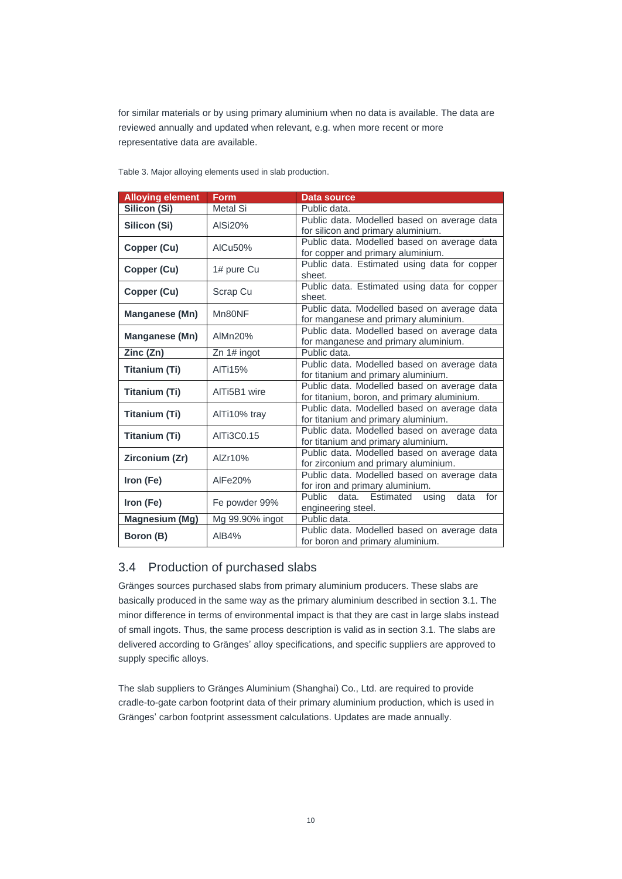for similar materials or by using primary aluminium when no data is available. The data are reviewed annually and updated when relevant, e.g. when more recent or more representative data are available.

Table 3. Major alloying elements used in slab production.

| Alloying element | Form | Data source |
|---|---|---|
| **Silicon (Si)** | Metal Si | Public data. |
| **Silicon (Si)** | AlSi20% | Public data. Modelled based on average data for silicon and primary aluminium. |
| **Copper (Cu)** | AlCu50% | Public data. Modelled based on average data for copper and primary aluminium. |
| **Copper (Cu)** | 1# pure Cu | Public data. Estimated using data for copper sheet. |
| **Copper (Cu)** | Scrap Cu | Public data. Estimated using data for copper sheet. |
| **Manganese (Mn)** | Mn80NF | Public data. Modelled based on average data for manganese and primary aluminium. |
| **Manganese (Mn)** | AlMn20% | Public data. Modelled based on average data for manganese and primary aluminium. |
| **Zinc (Zn)** | Zn 1# ingot | Public data. |
| **Titanium (Ti)** | AlTi15% | Public data. Modelled based on average data for titanium and primary aluminium. |
| **Titanium (Ti)** | AlTi5B1 wire | Public data. Modelled based on average data for titanium, boron, and primary aluminium. |
| **Titanium (Ti)** | AlTi10% tray | Public data. Modelled based on average data for titanium and primary aluminium. |
| **Titanium (Ti)** | AlTi3C0.15 | Public data. Modelled based on average data for titanium and primary aluminium. |
| **Zirconium (Zr)** | AlZr10% | Public data. Modelled based on average data for zirconium and primary aluminium. |
| **Iron (Fe)** | AlFe20% | Public data. Modelled based on average data for iron and primary aluminium. |
| **Iron (Fe)** | Fe powder 99% | Public data. Estimated using data for engineering steel. |
| **Magnesium (Mg)** | Mg 99.90% ingot | Public data. |
| **Boron (B)** | AlB4% | Public data. Modelled based on average data for boron and primary aluminium. |

## 3.4 Production of purchased slabs

Gränges sources purchased slabs from primary aluminium producers. These slabs are basically produced in the same way as the primary aluminium described in section 3.1. The minor difference in terms of environmental impact is that they are cast in large slabs instead of small ingots. Thus, the same process description is valid as in section 3.1. The slabs are delivered according to Gränges' alloy specifications, and specific suppliers are approved to supply specific alloys.

The slab suppliers to Gränges Aluminium (Shanghai) Co., Ltd. are required to provide cradle-to-gate carbon footprint data of their primary aluminium production, which is used in Gränges' carbon footprint assessment calculations. Updates are made annually.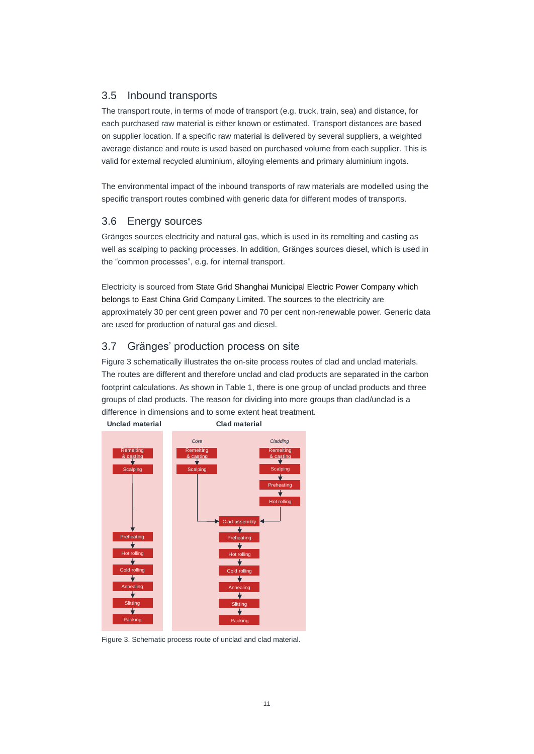## 3.5 Inbound transports

The transport route, in terms of mode of transport (e.g. truck, train, sea) and distance, for each purchased raw material is either known or estimated. Transport distances are based on supplier location. If a specific raw material is delivered by several suppliers, a weighted average distance and route is used based on purchased volume from each supplier. This is valid for external recycled aluminium, alloying elements and primary aluminium ingots.

The environmental impact of the inbound transports of raw materials are modelled using the specific transport routes combined with generic data for different modes of transports.

## 3.6 Energy sources

Gränges sources electricity and natural gas, which is used in its remelting and casting as well as scalping to packing processes. In addition, Gränges sources diesel, which is used in the "common processes", e.g. for internal transport.

Electricity is sourced from State Grid Shanghai Municipal Electric Power Company which belongs to East China Grid Company Limited. The sources to the electricity are approximately 30 per cent green power and 70 per cent non-renewable power. Generic data are used for production of natural gas and diesel.

## 3.7 Gränges' production process on site

Figure 3 schematically illustrates the on-site process routes of clad and unclad materials. The routes are different and therefore unclad and clad products are separated in the carbon footprint calculations. As shown in Table 1, there is one group of unclad products and three groups of clad products. The reason for dividing into more groups than clad/unclad is a difference in dimensions and to some extent heat treatment.

Figure 3. Schematic process route of unclad and clad material.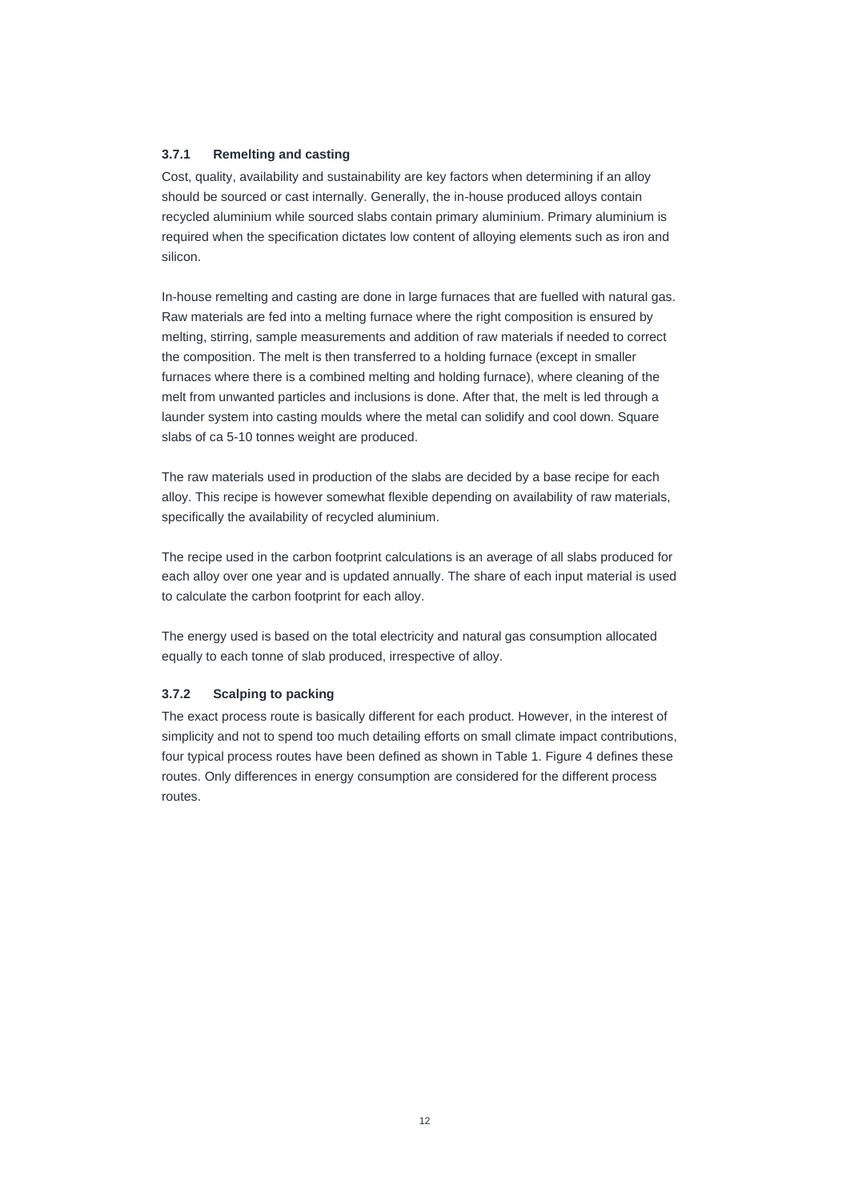### 3.7.1 Remelting and casting

Cost, quality, availability and sustainability are key factors when determining if an alloy should be sourced or cast internally. Generally, the in-house produced alloys contain recycled aluminium while sourced slabs contain primary aluminium. Primary aluminium is required when the specification dictates low content of alloying elements such as iron and silicon.

In-house remelting and casting are done in large furnaces that are fuelled with natural gas. Raw materials are fed into a melting furnace where the right composition is ensured by melting, stirring, sample measurements and addition of raw materials if needed to correct the composition. The melt is then transferred to a holding furnace (except in smaller furnaces where there is a combined melting and holding furnace), where cleaning of the melt from unwanted particles and inclusions is done. After that, the melt is led through a launder system into casting moulds where the metal can solidify and cool down. Square slabs of ca 5-10 tonnes weight are produced.

The raw materials used in production of the slabs are decided by a base recipe for each alloy. This recipe is however somewhat flexible depending on availability of raw materials, specifically the availability of recycled aluminium.

The recipe used in the carbon footprint calculations is an average of all slabs produced for each alloy over one year and is updated annually. The share of each input material is used to calculate the carbon footprint for each alloy.

The energy used is based on the total electricity and natural gas consumption allocated equally to each tonne of slab produced, irrespective of alloy.

### 3.7.2 Scalping to packing

The exact process route is basically different for each product. However, in the interest of simplicity and not to spend too much detailing efforts on small climate impact contributions, four typical process routes have been defined as shown in Table 1. Figure 4 defines these routes. Only differences in energy consumption are considered for the different process routes.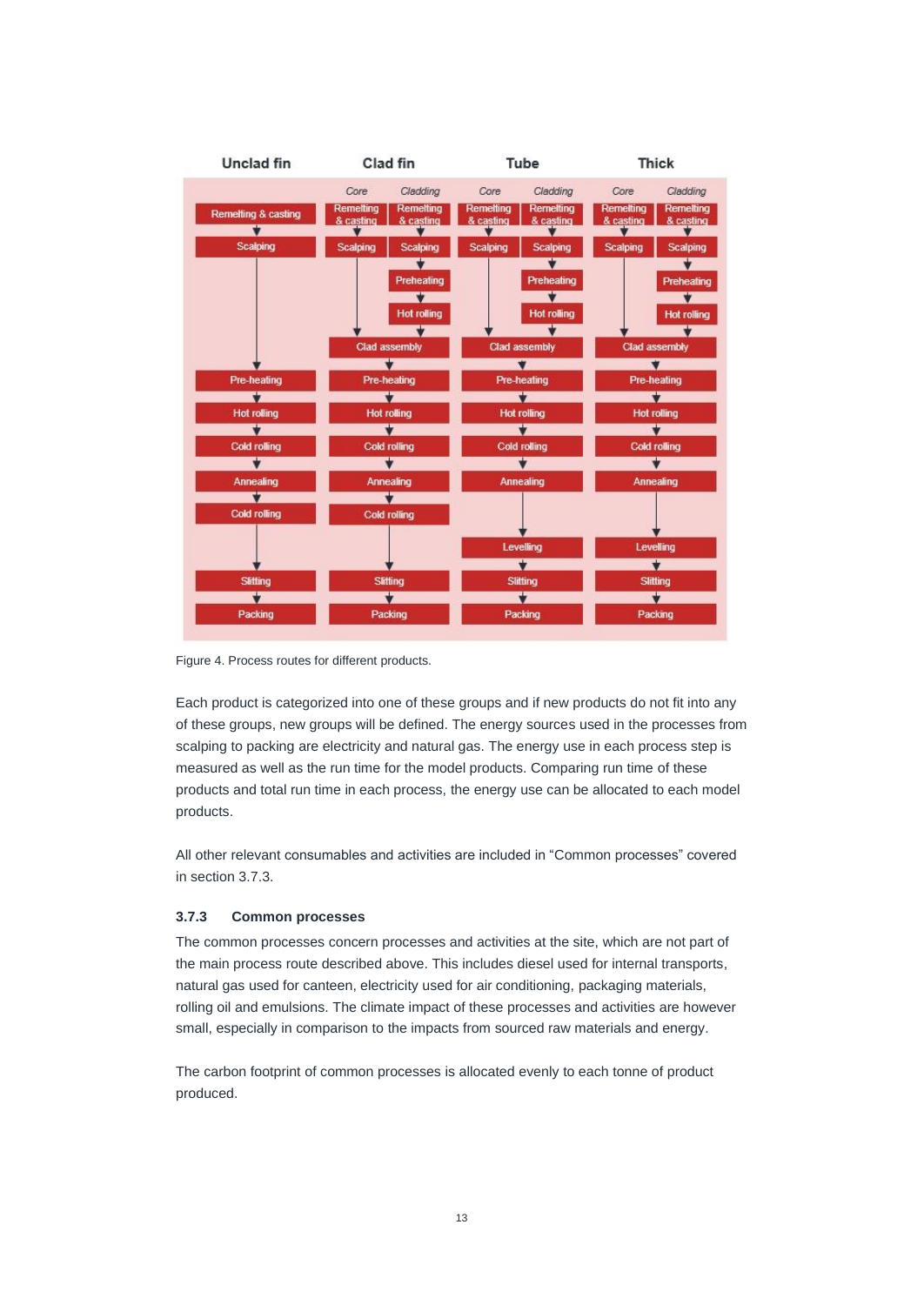| Unclad fin | Clad fin | | Tube | | Thick | |
|---|---|---|---|---|---|---|
| | Core | Cladding | Core | Cladding | Core | Cladding |
| Remelting & casting | Remelting & casting | Remelting & casting | Remelting & casting | Remelting & casting | Remelting & casting | Remelting & casting |
| Scalping | Scalping | Scalping | Scalping | Scalping | Scalping | Scalping |
| | | Preheating | | Preheating | | Preheating |
| | | Hot rolling | | Hot rolling | | Hot rolling |
| | Clad assembly | | Clad assembly | | Clad assembly | |
| Pre-heating | Pre-heating | | Pre-heating | | Pre-heating | |
| Hot rolling | Hot rolling | | Hot rolling | | Hot rolling | |
| Cold rolling | Cold rolling | | Cold rolling | | Cold rolling | |
| Annealing | Annealing | | Annealing | | Annealing | |
| Cold rolling | Cold rolling | | | | | |
| | | | Levelling | | Levelling | |
| Slitting | Slitting | | Slitting | | Slitting | |
| Packing | Packing | | Packing | | Packing | |

Figure 4. Process routes for different products.

Each product is categorized into one of these groups and if new products do not fit into any of these groups, new groups will be defined. The energy sources used in the processes from scalping to packing are electricity and natural gas. The energy use in each process step is measured as well as the run time for the model products. Comparing run time of these products and total run time in each process, the energy use can be allocated to each model products.

All other relevant consumables and activities are included in "Common processes" covered in section 3.7.3.

### 3.7.3 Common processes

The common processes concern processes and activities at the site, which are not part of the main process route described above. This includes diesel used for internal transports, natural gas used for canteen, electricity used for air conditioning, packaging materials, rolling oil and emulsions. The climate impact of these processes and activities are however small, especially in comparison to the impacts from sourced raw materials and energy.

The carbon footprint of common processes is allocated evenly to each tonne of product produced.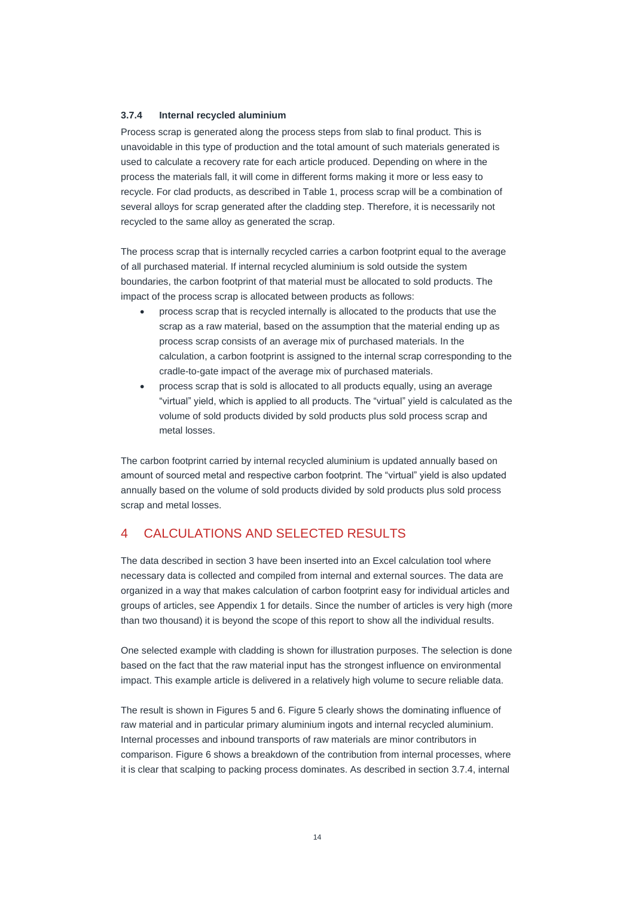### 3.7.4 Internal recycled aluminium

Process scrap is generated along the process steps from slab to final product. This is unavoidable in this type of production and the total amount of such materials generated is used to calculate a recovery rate for each article produced. Depending on where in the process the materials fall, it will come in different forms making it more or less easy to recycle. For clad products, as described in Table 1, process scrap will be a combination of several alloys for scrap generated after the cladding step. Therefore, it is necessarily not recycled to the same alloy as generated the scrap.

The process scrap that is internally recycled carries a carbon footprint equal to the average of all purchased material. If internal recycled aluminium is sold outside the system boundaries, the carbon footprint of that material must be allocated to sold products. The impact of the process scrap is allocated between products as follows:

- process scrap that is recycled internally is allocated to the products that use the scrap as a raw material, based on the assumption that the material ending up as process scrap consists of an average mix of purchased materials. In the calculation, a carbon footprint is assigned to the internal scrap corresponding to the cradle-to-gate impact of the average mix of purchased materials.
- process scrap that is sold is allocated to all products equally, using an average "virtual" yield, which is applied to all products. The "virtual" yield is calculated as the volume of sold products divided by sold products plus sold process scrap and metal losses.

The carbon footprint carried by internal recycled aluminium is updated annually based on amount of sourced metal and respective carbon footprint. The "virtual" yield is also updated annually based on the volume of sold products divided by sold products plus sold process scrap and metal losses.

## 4 CALCULATIONS AND SELECTED RESULTS

The data described in section 3 have been inserted into an Excel calculation tool where necessary data is collected and compiled from internal and external sources. The data are organized in a way that makes calculation of carbon footprint easy for individual articles and groups of articles, see Appendix 1 for details. Since the number of articles is very high (more than two thousand) it is beyond the scope of this report to show all the individual results.

One selected example with cladding is shown for illustration purposes. The selection is done based on the fact that the raw material input has the strongest influence on environmental impact. This example article is delivered in a relatively high volume to secure reliable data.

The result is shown in Figures 5 and 6. Figure 5 clearly shows the dominating influence of raw material and in particular primary aluminium ingots and internal recycled aluminium. Internal processes and inbound transports of raw materials are minor contributors in comparison. Figure 6 shows a breakdown of the contribution from internal processes, where it is clear that scalping to packing process dominates. As described in section 3.7.4, internal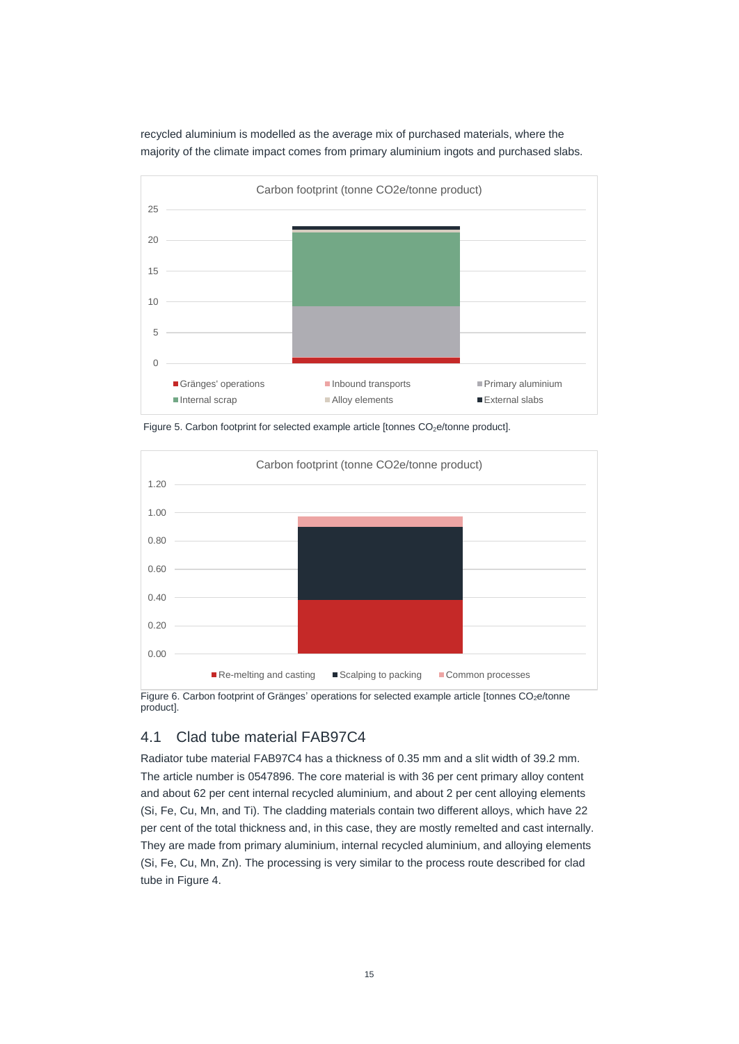recycled aluminium is modelled as the average mix of purchased materials, where the majority of the climate impact comes from primary aluminium ingots and purchased slabs.

Figure 5. Carbon footprint for selected example article [tonnes $CO_2$e/tonne product].

Figure 6. Carbon footprint of Gränges' operations for selected example article [tonnes $CO_2$e/tonne product].

## 4.1 Clad tube material FAB97C4

Radiator tube material FAB97C4 has a thickness of 0.35 mm and a slit width of 39.2 mm. The article number is 0547896. The core material is with 36 per cent primary alloy content and about 62 per cent internal recycled aluminium, and about 2 per cent alloying elements (Si, Fe, Cu, Mn, and Ti). The cladding materials contain two different alloys, which have 22 per cent of the total thickness and, in this case, they are mostly remelted and cast internally. They are made from primary aluminium, internal recycled aluminium, and alloying elements (Si, Fe, Cu, Mn, Zn). The processing is very similar to the process route described for clad tube in Figure 4.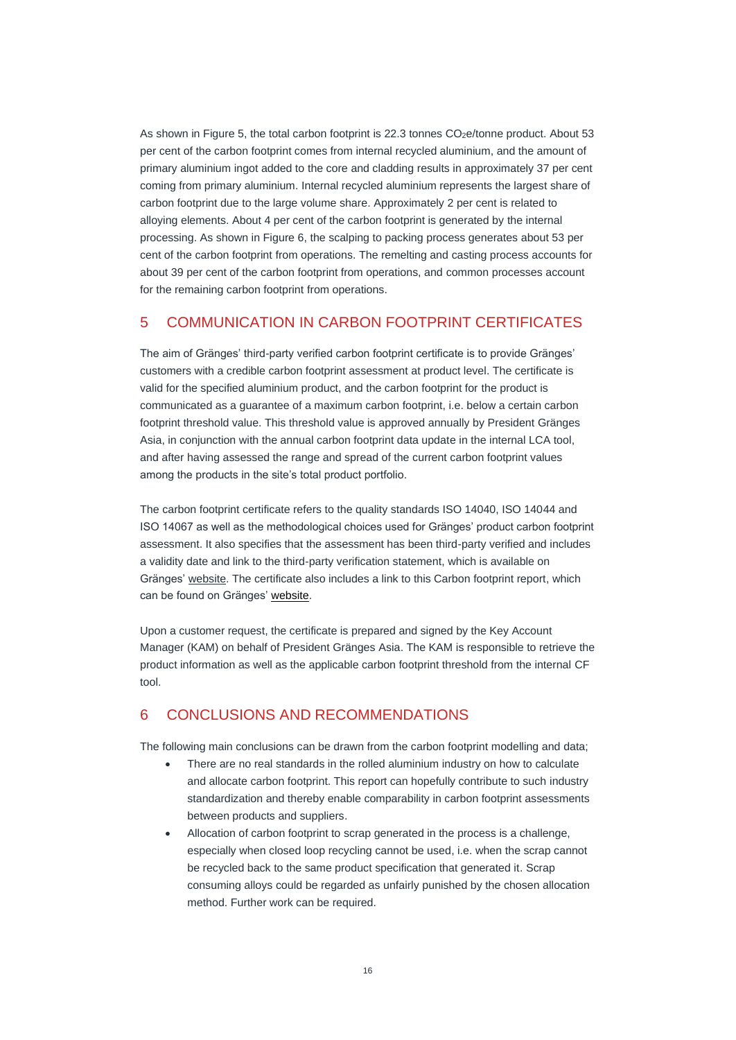As shown in Figure 5, the total carbon footprint is 22.3 tonnes $CO_2e$/tonne product. About 53 per cent of the carbon footprint comes from internal recycled aluminium, and the amount of primary aluminium ingot added to the core and cladding results in approximately 37 per cent coming from primary aluminium. Internal recycled aluminium represents the largest share of carbon footprint due to the large volume share. Approximately 2 per cent is related to alloying elements. About 4 per cent of the carbon footprint is generated by the internal processing. As shown in Figure 6, the scalping to packing process generates about 53 per cent of the carbon footprint from operations. The remelting and casting process accounts for about 39 per cent of the carbon footprint from operations, and common processes account for the remaining carbon footprint from operations.

## 5 COMMUNICATION IN CARBON FOOTPRINT CERTIFICATES

The aim of Gränges' third-party verified carbon footprint certificate is to provide Gränges' customers with a credible carbon footprint assessment at product level. The certificate is valid for the specified aluminium product, and the carbon footprint for the product is communicated as a guarantee of a maximum carbon footprint, i.e. below a certain carbon footprint threshold value. This threshold value is approved annually by President Gränges Asia, in conjunction with the annual carbon footprint data update in the internal LCA tool, and after having assessed the range and spread of the current carbon footprint values among the products in the site's total product portfolio.

The carbon footprint certificate refers to the quality standards ISO 14040, ISO 14044 and ISO 14067 as well as the methodological choices used for Gränges' product carbon footprint assessment. It also specifies that the assessment has been third-party verified and includes a validity date and link to the third-party verification statement, which is available on Gränges' website. The certificate also includes a link to this Carbon footprint report, which can be found on Gränges' website.

Upon a customer request, the certificate is prepared and signed by the Key Account Manager (KAM) on behalf of President Gränges Asia. The KAM is responsible to retrieve the product information as well as the applicable carbon footprint threshold from the internal CF tool.

## 6 CONCLUSIONS AND RECOMMENDATIONS

The following main conclusions can be drawn from the carbon footprint modelling and data;

- There are no real standards in the rolled aluminium industry on how to calculate and allocate carbon footprint. This report can hopefully contribute to such industry standardization and thereby enable comparability in carbon footprint assessments between products and suppliers.
- Allocation of carbon footprint to scrap generated in the process is a challenge, especially when closed loop recycling cannot be used, i.e. when the scrap cannot be recycled back to the same product specification that generated it. Scrap consuming alloys could be regarded as unfairly punished by the chosen allocation method. Further work can be required.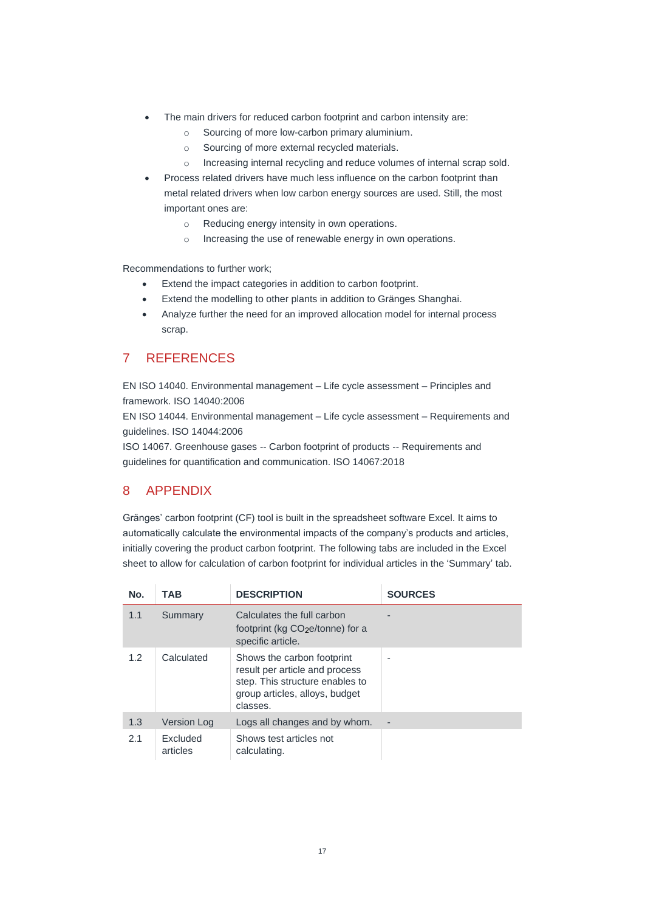- The main drivers for reduced carbon footprint and carbon intensity are:
    - Sourcing of more low-carbon primary aluminium.
    - Sourcing of more external recycled materials.
    - Increasing internal recycling and reduce volumes of internal scrap sold.
- Process related drivers have much less influence on the carbon footprint than metal related drivers when low carbon energy sources are used. Still, the most important ones are:
    - Reducing energy intensity in own operations.
    - Increasing the use of renewable energy in own operations.

Recommendations to further work;

- Extend the impact categories in addition to carbon footprint.
- Extend the modelling to other plants in addition to Gränges Shanghai.
- Analyze further the need for an improved allocation model for internal process scrap.

## 7 REFERENCES

EN ISO 14040. Environmental management – Life cycle assessment – Principles and framework. ISO 14040:2006
EN ISO 14044. Environmental management – Life cycle assessment – Requirements and guidelines. ISO 14044:2006
ISO 14067. Greenhouse gases -- Carbon footprint of products -- Requirements and guidelines for quantification and communication. ISO 14067:2018

## 8 APPENDIX

Gränges' carbon footprint (CF) tool is built in the spreadsheet software Excel. It aims to automatically calculate the environmental impacts of the company's products and articles, initially covering the product carbon footprint. The following tabs are included in the Excel sheet to allow for calculation of carbon footprint for individual articles in the 'Summary' tab.

| No. | TAB | DESCRIPTION | SOURCES |
|---|---|---|---|
| 1.1 | Summary | Calculates the full carbon footprint (kg $CO_2$e/tonne) for a specific article. | - |
| 1.2 | Calculated | Shows the carbon footprint result per article and process step. This structure enables to group articles, alloys, budget classes. | - |
| 1.3 | Version Log | Logs all changes and by whom. | - |
| 2.1 | Excluded articles | Shows test articles not calculating. | |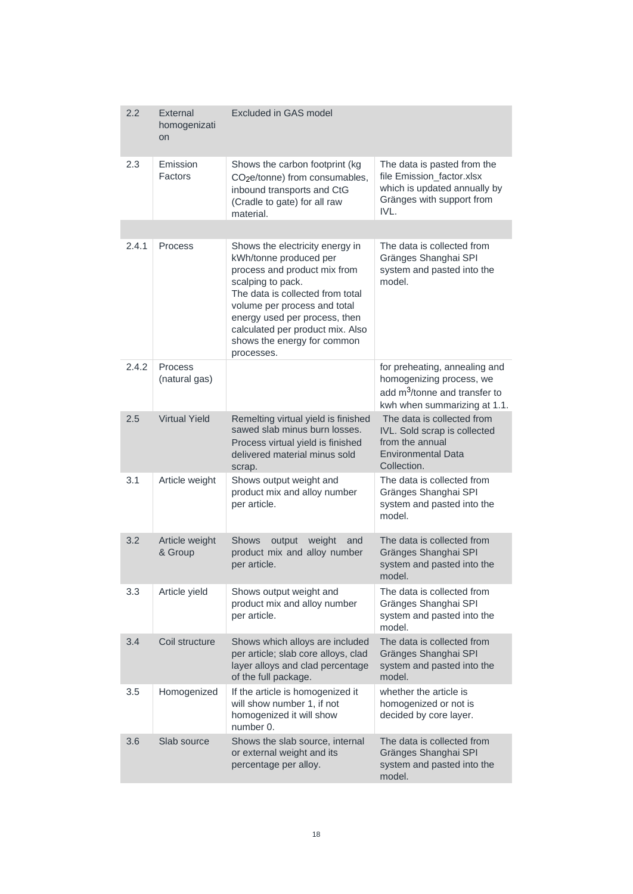| | | | |
|---|---|---|---|
| 2.2 | External homogenization | Excluded in GAS model | |
| 2.3 | Emission Factors | Shows the carbon footprint (kg $CO_2$e/tonne) from consumables, inbound transports and CtG (Cradle to gate) for all raw material. | The data is pasted from the file Emission_factor.xlsx which is updated annually by Gränges with support from IVL. |
| | | | |
| 2.4.1 | Process | Shows the electricity energy in kWh/tonne produced per process and product mix from scalping to pack. The data is collected from total volume per process and total energy used per process, then calculated per product mix. Also shows the energy for common processes. | The data is collected from Gränges Shanghai SPI system and pasted into the model. |
| 2.4.2 | Process (natural gas) | | for preheating, annealing and homogenizing process, we add $m^3$/tonne and transfer to kwh when summarizing at 1.1. |
| 2.5 | Virtual Yield | Remelting virtual yield is finished sawed slab minus burn losses. Process virtual yield is finished delivered material minus sold scrap. | The data is collected from IVL. Sold scrap is collected from the annual Environmental Data Collection. |
| 3.1 | Article weight | Shows output weight and product mix and alloy number per article. | The data is collected from Gränges Shanghai SPI system and pasted into the model. |
| 3.2 | Article weight & Group | Shows output weight and product mix and alloy number per article. | The data is collected from Gränges Shanghai SPI system and pasted into the model. |
| 3.3 | Article yield | Shows output weight and product mix and alloy number per article. | The data is collected from Gränges Shanghai SPI system and pasted into the model. |
| 3.4 | Coil structure | Shows which alloys are included per article; slab core alloys, clad layer alloys and clad percentage of the full package. | The data is collected from Gränges Shanghai SPI system and pasted into the model. |
| 3.5 | Homogenized | If the article is homogenized it will show number 1, if not homogenized it will show number 0. | whether the article is homogenized or not is decided by core layer. |
| 3.6 | Slab source | Shows the slab source, internal or external weight and its percentage per alloy. | The data is collected from Gränges Shanghai SPI system and pasted into the model. |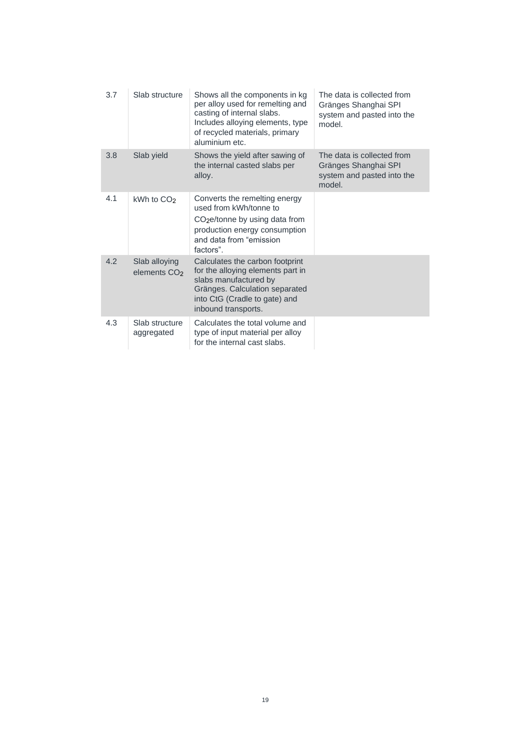| | | | |
|---|---|---|---|
| 3.7 | Slab structure | Shows all the components in kg per alloy used for remelting and casting of internal slabs. Includes alloying elements, type of recycled materials, primary aluminium etc. | The data is collected from Gränges Shanghai SPI system and pasted into the model. |
| 3.8 | Slab yield | Shows the yield after sawing of the internal casted slabs per alloy. | The data is collected from Gränges Shanghai SPI system and pasted into the model. |
| 4.1 | kWh to $CO_2$ | Converts the remelting energy used from kWh/tonne to $CO_2$e/tonne by using data from production energy consumption and data from "emission factors". | |
| 4.2 | Slab alloying elements $CO_2$ | Calculates the carbon footprint for the alloying elements part in slabs manufactured by Gränges. Calculation separated into CtG (Cradle to gate) and inbound transports. | |
| 4.3 | Slab structure aggregated | Calculates the total volume and type of input material per alloy for the internal cast slabs. | |